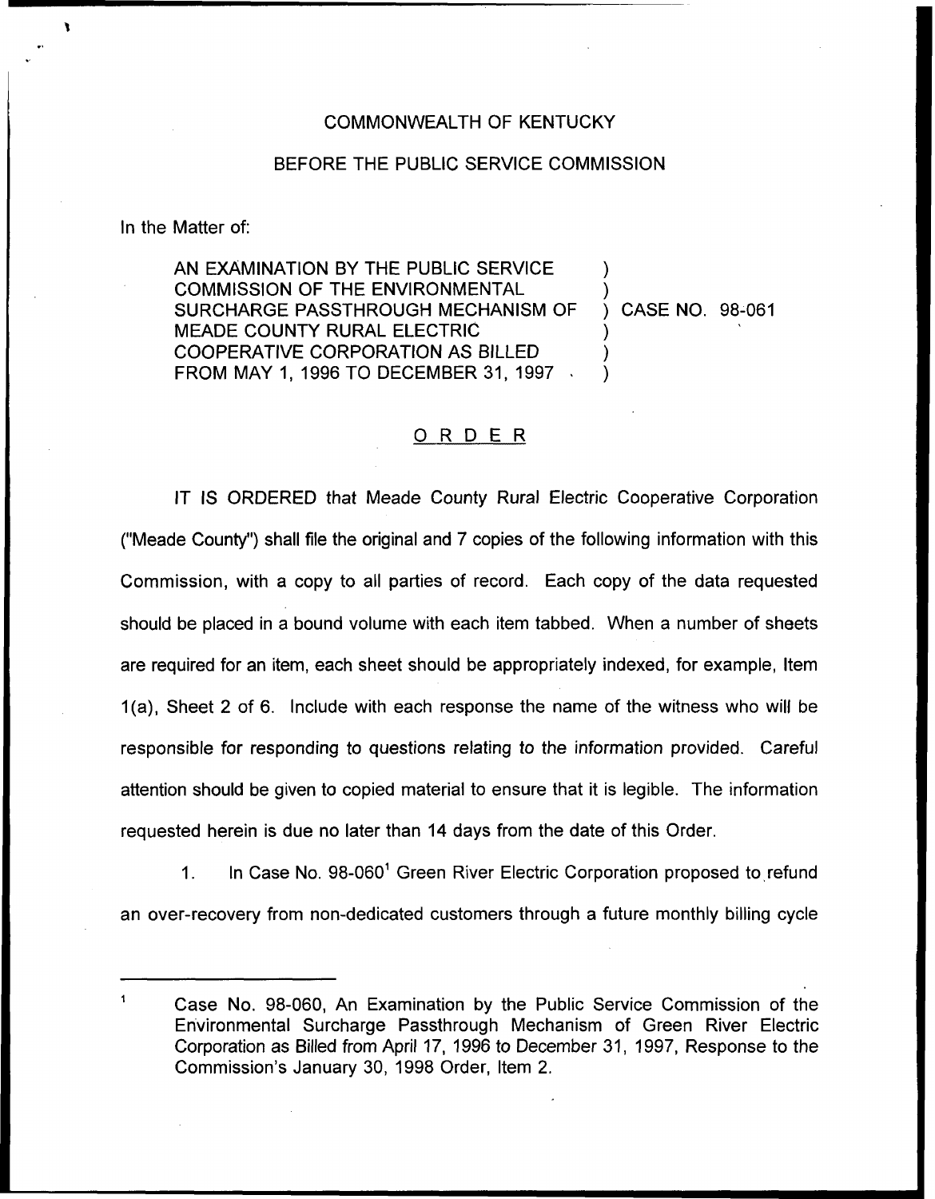COMMONWEALTH OF KENTUCKY

BEFORE THE PUBLIC SERVICE COMMISSION

In the Matter of:

| | | |
|---|---|---|
| AN EXAMINATION BY THE PUBLIC SERVICE COMMISSION OF THE ENVIRONMENTAL SURCHARGE PASSTHROUGH MECHANISM OF MEADE COUNTY RURAL ELECTRIC COOPERATIVE CORPORATION AS BILLED FROM MAY 1, 1996 TO DECEMBER 31, 1997 | ) | CASE NO. 98-061 |

## ORDER

IT IS ORDERED that Meade County Rural Electric Cooperative Corporation ("Meade County") shall file the original and 7 copies of the following information with this Commission, with a copy to all parties of record. Each copy of the data requested should be placed in a bound volume with each item tabbed. When a number of sheets are required for an item, each sheet should be appropriately indexed, for example, Item 1(a), Sheet 2 of 6. Include with each response the name of the witness who will be responsible for responding to questions relating to the information provided. Careful attention should be given to copied material to ensure that it is legible. The information requested herein is due no later than 14 days from the date of this Order.

1. In Case No. 98-060[1] Green River Electric Corporation proposed to refund an over-recovery from non-dedicated customers through a future monthly billing cycle

[1] Case No. 98-060, An Examination by the Public Service Commission of the Environmental Surcharge Passthrough Mechanism of Green River Electric Corporation as Billed from April 17, 1996 to December 31, 1997, Response to the Commission's January 30, 1998 Order, Item 2.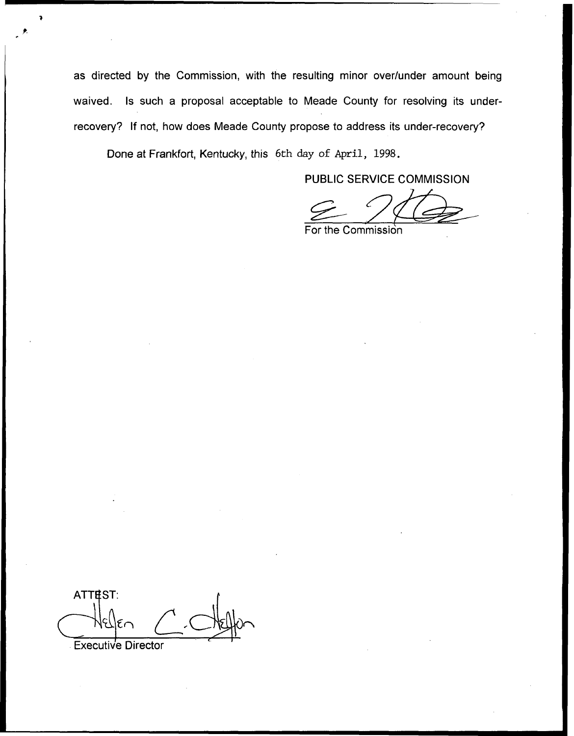as directed by the Commission, with the resulting minor over/under amount being waived. Is such a proposal acceptable to Meade County for resolving its under-recovery? If not, how does Meade County propose to address its under-recovery?

Done at Frankfort, Kentucky, this 6th day of April, 1998.

PUBLIC SERVICE COMMISSION

For the Commission

ATTEST:

Executive Director